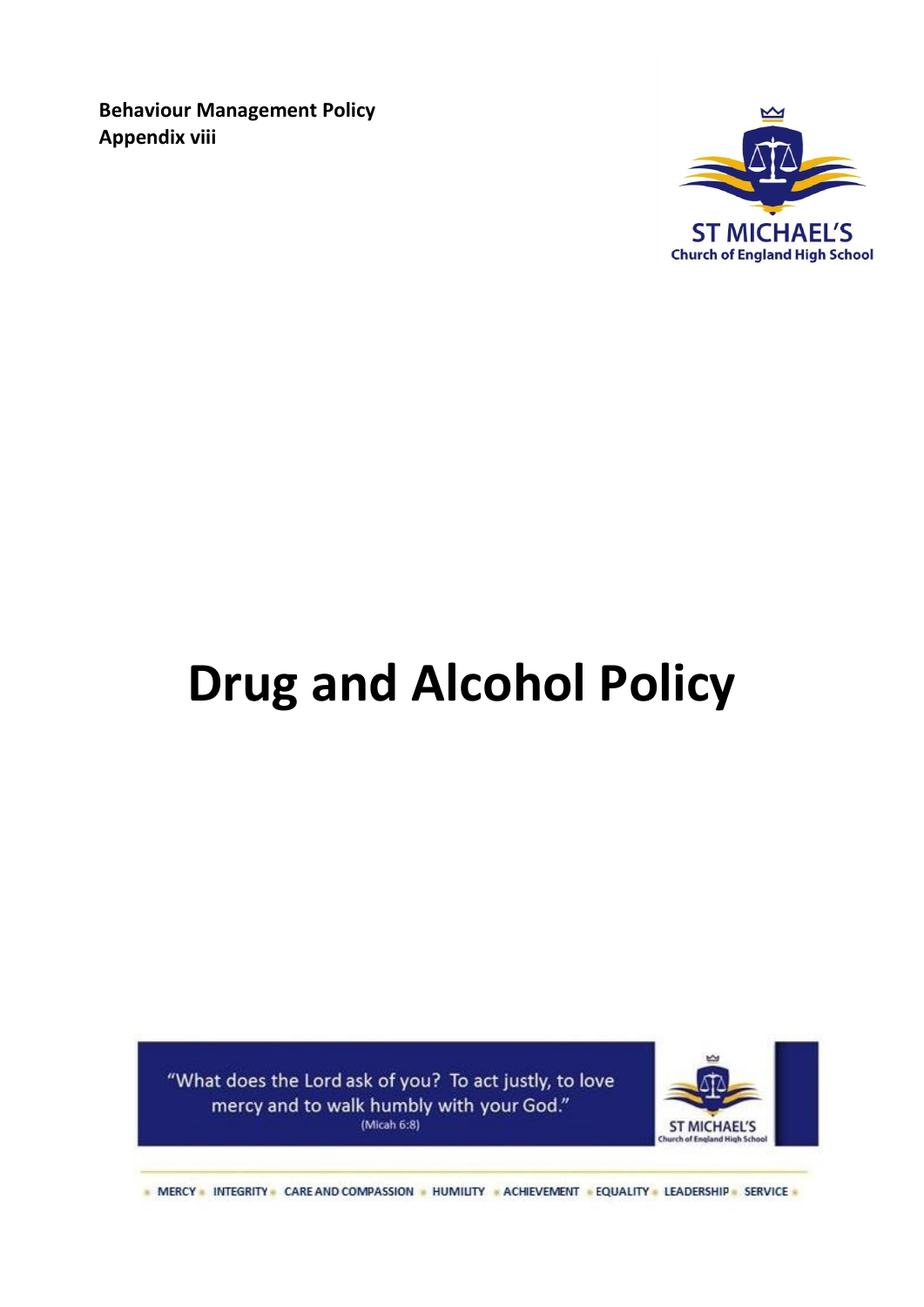**Behaviour Management Policy**
**Appendix viii**

ST MICHAEL'S
Church of England High School

# Drug and Alcohol Policy

"What does the Lord ask of you? To act justly, to love mercy and to walk humbly with your God."
(Micah 6:8)

MERCY • INTEGRITY • CARE AND COMPASSION • HUMILITY • ACHIEVEMENT • EQUALITY • LEADERSHIP • SERVICE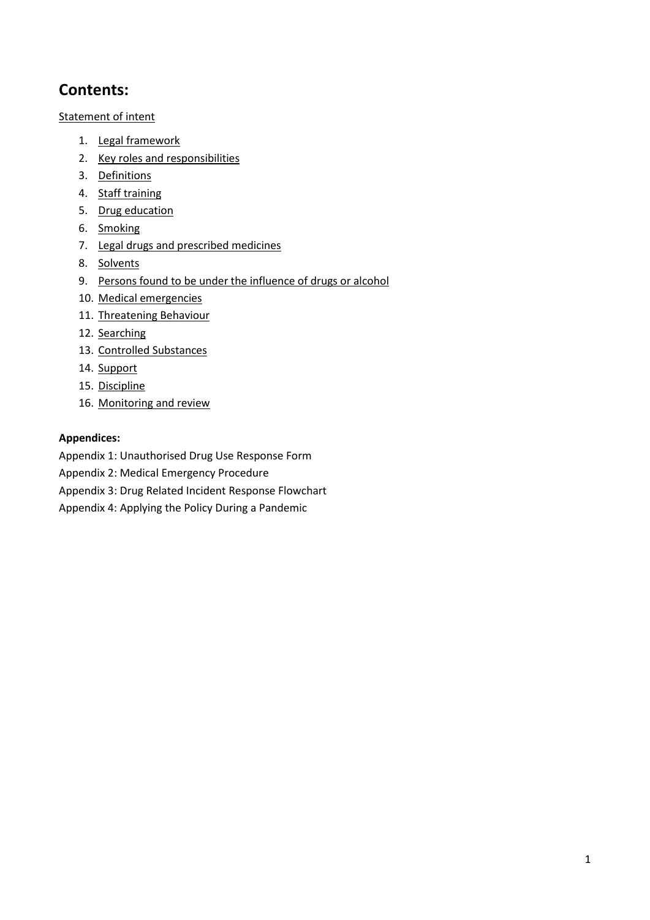# Contents:

Statement of intent

1. Legal framework
2. Key roles and responsibilities
3. Definitions
4. Staff training
5. Drug education
6. Smoking
7. Legal drugs and prescribed medicines
8. Solvents
9. Persons found to be under the influence of drugs or alcohol
10. Medical emergencies
11. Threatening Behaviour
12. Searching
13. Controlled Substances
14. Support
15. Discipline
16. Monitoring and review

**Appendices:**

Appendix 1: Unauthorised Drug Use Response Form

Appendix 2: Medical Emergency Procedure

Appendix 3: Drug Related Incident Response Flowchart

Appendix 4: Applying the Policy During a Pandemic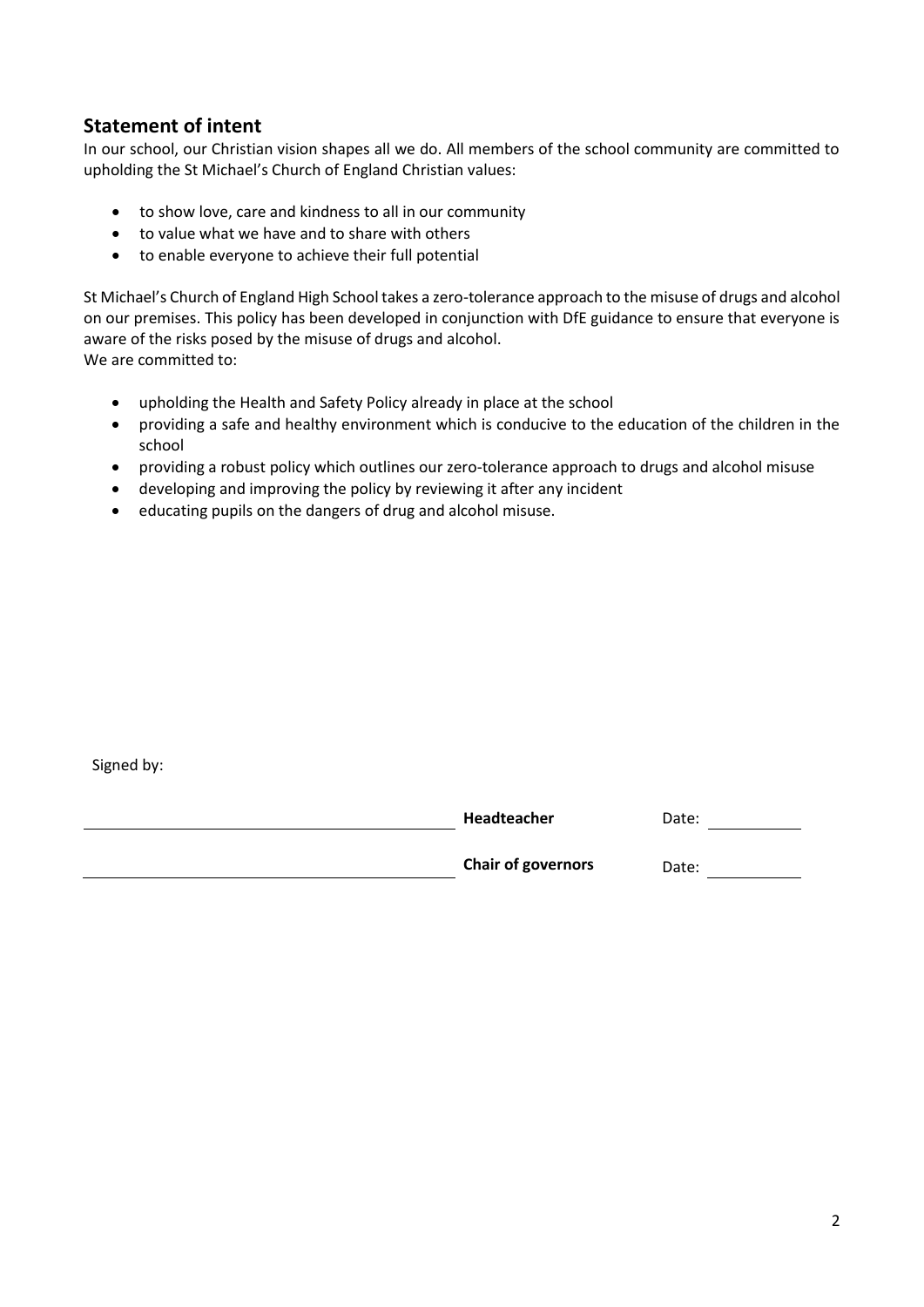## Statement of intent

In our school, our Christian vision shapes all we do. All members of the school community are committed to upholding the St Michael's Church of England Christian values:

- to show love, care and kindness to all in our community
- to value what we have and to share with others
- to enable everyone to achieve their full potential

St Michael's Church of England High School takes a zero-tolerance approach to the misuse of drugs and alcohol on our premises. This policy has been developed in conjunction with DfE guidance to ensure that everyone is aware of the risks posed by the misuse of drugs and alcohol.

We are committed to:

- upholding the Health and Safety Policy already in place at the school
- providing a safe and healthy environment which is conducive to the education of the children in the school
- providing a robust policy which outlines our zero-tolerance approach to drugs and alcohol misuse
- developing and improving the policy by reviewing it after any incident
- educating pupils on the dangers of drug and alcohol misuse.

Signed by:

| | | |
|---|---|---|
| ______________________________ | **Headteacher** | Date: __________ |
| ______________________________ | **Chair of governors** | Date: __________ |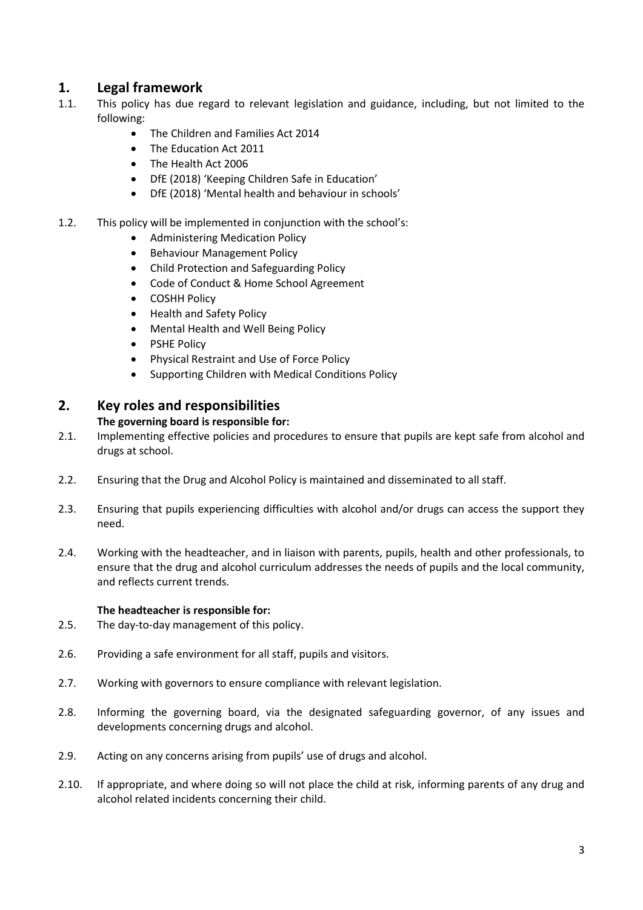## 1. Legal framework

1.1. This policy has due regard to relevant legislation and guidance, including, but not limited to the following:

- The Children and Families Act 2014
- The Education Act 2011
- The Health Act 2006
- DfE (2018) 'Keeping Children Safe in Education'
- DfE (2018) 'Mental health and behaviour in schools'

1.2. This policy will be implemented in conjunction with the school's:

- Administering Medication Policy
- Behaviour Management Policy
- Child Protection and Safeguarding Policy
- Code of Conduct & Home School Agreement
- COSHH Policy
- Health and Safety Policy
- Mental Health and Well Being Policy
- PSHE Policy
- Physical Restraint and Use of Force Policy
- Supporting Children with Medical Conditions Policy

## 2. Key roles and responsibilities

**The governing board is responsible for:**

2.1. Implementing effective policies and procedures to ensure that pupils are kept safe from alcohol and drugs at school.

2.2. Ensuring that the Drug and Alcohol Policy is maintained and disseminated to all staff.

2.3. Ensuring that pupils experiencing difficulties with alcohol and/or drugs can access the support they need.

2.4. Working with the headteacher, and in liaison with parents, pupils, health and other professionals, to ensure that the drug and alcohol curriculum addresses the needs of pupils and the local community, and reflects current trends.

**The headteacher is responsible for:**

2.5. The day-to-day management of this policy.

2.6. Providing a safe environment for all staff, pupils and visitors.

2.7. Working with governors to ensure compliance with relevant legislation.

2.8. Informing the governing board, via the designated safeguarding governor, of any issues and developments concerning drugs and alcohol.

2.9. Acting on any concerns arising from pupils' use of drugs and alcohol.

2.10. If appropriate, and where doing so will not place the child at risk, informing parents of any drug and alcohol related incidents concerning their child.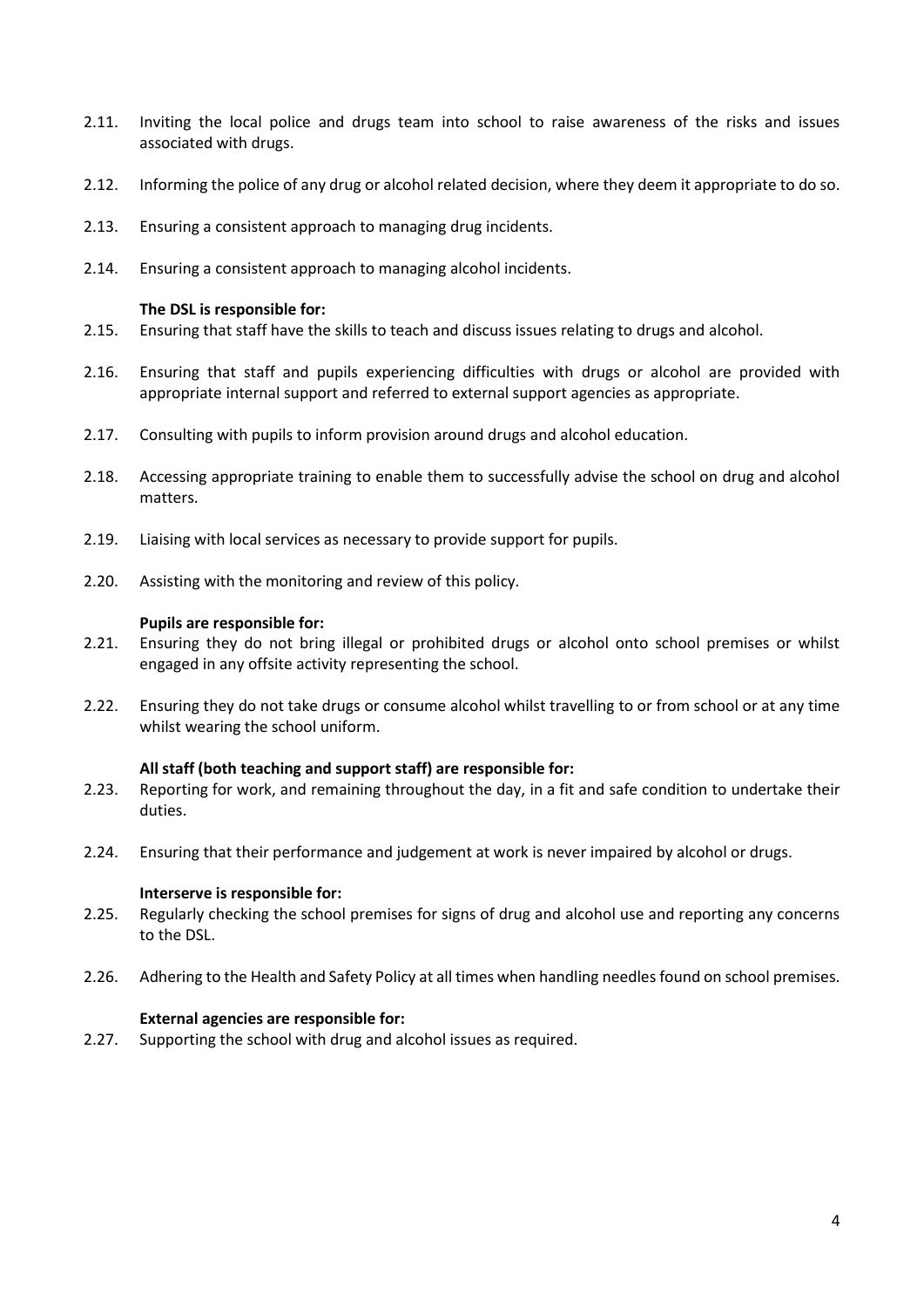2.11. Inviting the local police and drugs team into school to raise awareness of the risks and issues associated with drugs.

2.12. Informing the police of any drug or alcohol related decision, where they deem it appropriate to do so.

2.13. Ensuring a consistent approach to managing drug incidents.

2.14. Ensuring a consistent approach to managing alcohol incidents.

**The DSL is responsible for:**

2.15. Ensuring that staff have the skills to teach and discuss issues relating to drugs and alcohol.

2.16. Ensuring that staff and pupils experiencing difficulties with drugs or alcohol are provided with appropriate internal support and referred to external support agencies as appropriate.

2.17. Consulting with pupils to inform provision around drugs and alcohol education.

2.18. Accessing appropriate training to enable them to successfully advise the school on drug and alcohol matters.

2.19. Liaising with local services as necessary to provide support for pupils.

2.20. Assisting with the monitoring and review of this policy.

**Pupils are responsible for:**

2.21. Ensuring they do not bring illegal or prohibited drugs or alcohol onto school premises or whilst engaged in any offsite activity representing the school.

2.22. Ensuring they do not take drugs or consume alcohol whilst travelling to or from school or at any time whilst wearing the school uniform.

**All staff (both teaching and support staff) are responsible for:**

2.23. Reporting for work, and remaining throughout the day, in a fit and safe condition to undertake their duties.

2.24. Ensuring that their performance and judgement at work is never impaired by alcohol or drugs.

**Interserve is responsible for:**

2.25. Regularly checking the school premises for signs of drug and alcohol use and reporting any concerns to the DSL.

2.26. Adhering to the Health and Safety Policy at all times when handling needles found on school premises.

**External agencies are responsible for:**

2.27. Supporting the school with drug and alcohol issues as required.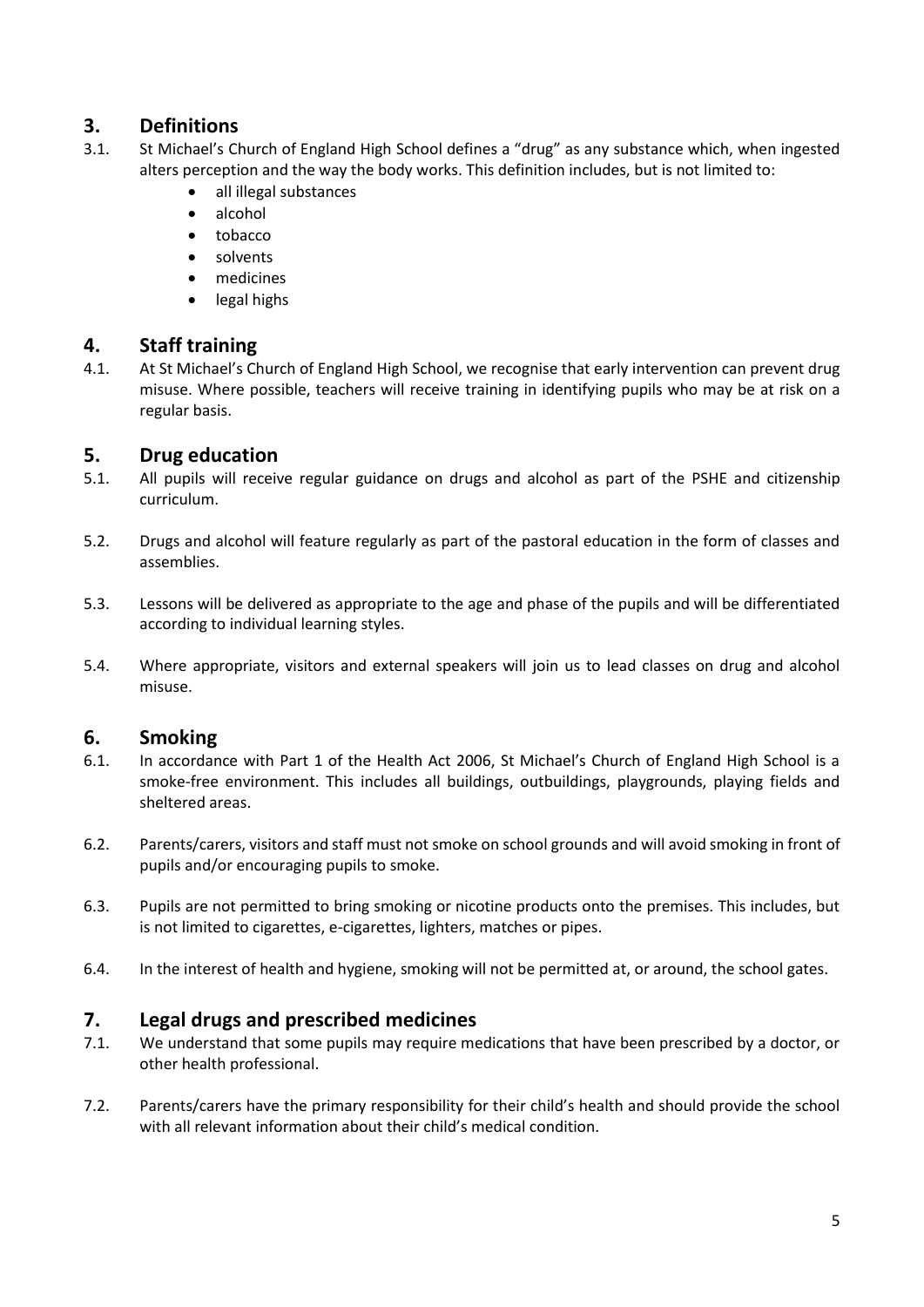## 3. Definitions

3.1. St Michael's Church of England High School defines a "drug" as any substance which, when ingested alters perception and the way the body works. This definition includes, but is not limited to:

- all illegal substances
- alcohol
- tobacco
- solvents
- medicines
- legal highs

## 4. Staff training

4.1. At St Michael's Church of England High School, we recognise that early intervention can prevent drug misuse. Where possible, teachers will receive training in identifying pupils who may be at risk on a regular basis.

## 5. Drug education

5.1. All pupils will receive regular guidance on drugs and alcohol as part of the PSHE and citizenship curriculum.

5.2. Drugs and alcohol will feature regularly as part of the pastoral education in the form of classes and assemblies.

5.3. Lessons will be delivered as appropriate to the age and phase of the pupils and will be differentiated according to individual learning styles.

5.4. Where appropriate, visitors and external speakers will join us to lead classes on drug and alcohol misuse.

## 6. Smoking

6.1. In accordance with Part 1 of the Health Act 2006, St Michael's Church of England High School is a smoke-free environment. This includes all buildings, outbuildings, playgrounds, playing fields and sheltered areas.

6.2. Parents/carers, visitors and staff must not smoke on school grounds and will avoid smoking in front of pupils and/or encouraging pupils to smoke.

6.3. Pupils are not permitted to bring smoking or nicotine products onto the premises. This includes, but is not limited to cigarettes, e-cigarettes, lighters, matches or pipes.

6.4. In the interest of health and hygiene, smoking will not be permitted at, or around, the school gates.

## 7. Legal drugs and prescribed medicines

7.1. We understand that some pupils may require medications that have been prescribed by a doctor, or other health professional.

7.2. Parents/carers have the primary responsibility for their child's health and should provide the school with all relevant information about their child's medical condition.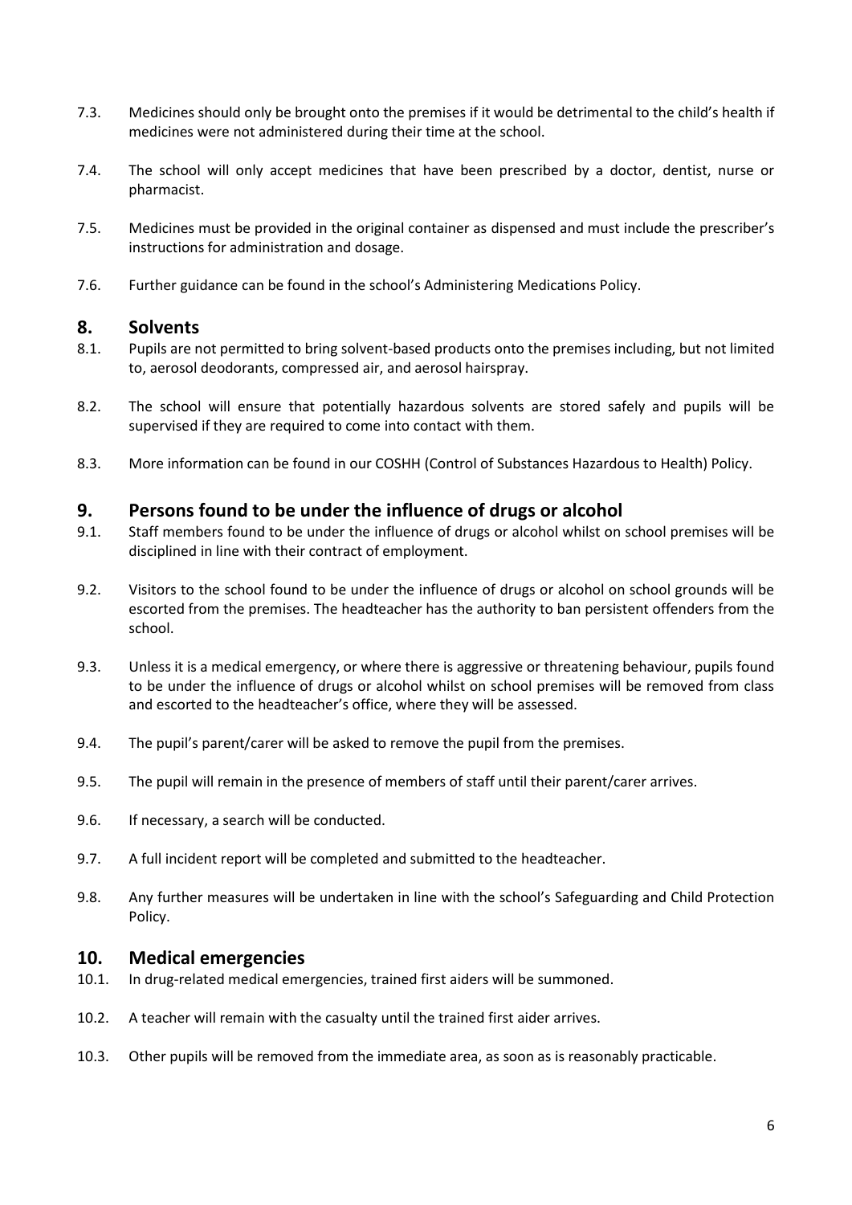7.3. Medicines should only be brought onto the premises if it would be detrimental to the child's health if medicines were not administered during their time at the school.

7.4. The school will only accept medicines that have been prescribed by a doctor, dentist, nurse or pharmacist.

7.5. Medicines must be provided in the original container as dispensed and must include the prescriber's instructions for administration and dosage.

7.6. Further guidance can be found in the school's Administering Medications Policy.

## 8. Solvents

8.1. Pupils are not permitted to bring solvent-based products onto the premises including, but not limited to, aerosol deodorants, compressed air, and aerosol hairspray.

8.2. The school will ensure that potentially hazardous solvents are stored safely and pupils will be supervised if they are required to come into contact with them.

8.3. More information can be found in our COSHH (Control of Substances Hazardous to Health) Policy.

## 9. Persons found to be under the influence of drugs or alcohol

9.1. Staff members found to be under the influence of drugs or alcohol whilst on school premises will be disciplined in line with their contract of employment.

9.2. Visitors to the school found to be under the influence of drugs or alcohol on school grounds will be escorted from the premises. The headteacher has the authority to ban persistent offenders from the school.

9.3. Unless it is a medical emergency, or where there is aggressive or threatening behaviour, pupils found to be under the influence of drugs or alcohol whilst on school premises will be removed from class and escorted to the headteacher's office, where they will be assessed.

9.4. The pupil's parent/carer will be asked to remove the pupil from the premises.

9.5. The pupil will remain in the presence of members of staff until their parent/carer arrives.

9.6. If necessary, a search will be conducted.

9.7. A full incident report will be completed and submitted to the headteacher.

9.8. Any further measures will be undertaken in line with the school's Safeguarding and Child Protection Policy.

## 10. Medical emergencies

10.1. In drug-related medical emergencies, trained first aiders will be summoned.

10.2. A teacher will remain with the casualty until the trained first aider arrives.

10.3. Other pupils will be removed from the immediate area, as soon as is reasonably practicable.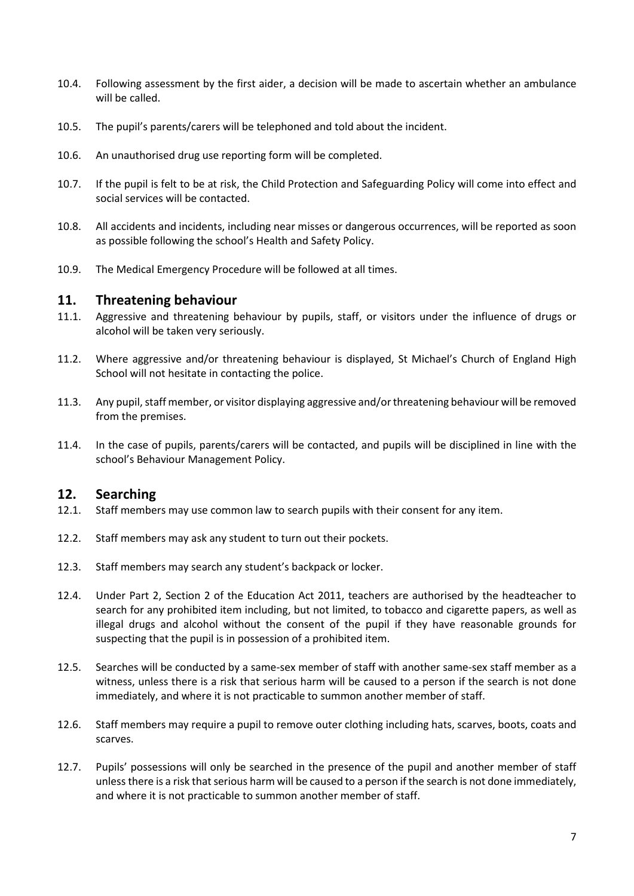10.4. Following assessment by the first aider, a decision will be made to ascertain whether an ambulance will be called.

10.5. The pupil's parents/carers will be telephoned and told about the incident.

10.6. An unauthorised drug use reporting form will be completed.

10.7. If the pupil is felt to be at risk, the Child Protection and Safeguarding Policy will come into effect and social services will be contacted.

10.8. All accidents and incidents, including near misses or dangerous occurrences, will be reported as soon as possible following the school's Health and Safety Policy.

10.9. The Medical Emergency Procedure will be followed at all times.

## 11. Threatening behaviour

11.1. Aggressive and threatening behaviour by pupils, staff, or visitors under the influence of drugs or alcohol will be taken very seriously.

11.2. Where aggressive and/or threatening behaviour is displayed, St Michael's Church of England High School will not hesitate in contacting the police.

11.3. Any pupil, staff member, or visitor displaying aggressive and/or threatening behaviour will be removed from the premises.

11.4. In the case of pupils, parents/carers will be contacted, and pupils will be disciplined in line with the school's Behaviour Management Policy.

## 12. Searching

12.1. Staff members may use common law to search pupils with their consent for any item.

12.2. Staff members may ask any student to turn out their pockets.

12.3. Staff members may search any student's backpack or locker.

12.4. Under Part 2, Section 2 of the Education Act 2011, teachers are authorised by the headteacher to search for any prohibited item including, but not limited, to tobacco and cigarette papers, as well as illegal drugs and alcohol without the consent of the pupil if they have reasonable grounds for suspecting that the pupil is in possession of a prohibited item.

12.5. Searches will be conducted by a same-sex member of staff with another same-sex staff member as a witness, unless there is a risk that serious harm will be caused to a person if the search is not done immediately, and where it is not practicable to summon another member of staff.

12.6. Staff members may require a pupil to remove outer clothing including hats, scarves, boots, coats and scarves.

12.7. Pupils' possessions will only be searched in the presence of the pupil and another member of staff unless there is a risk that serious harm will be caused to a person if the search is not done immediately, and where it is not practicable to summon another member of staff.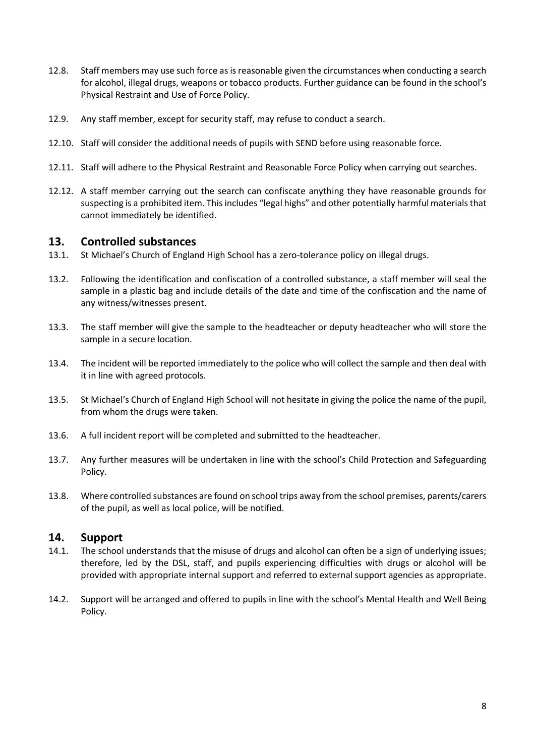12.8. Staff members may use such force as is reasonable given the circumstances when conducting a search for alcohol, illegal drugs, weapons or tobacco products. Further guidance can be found in the school's Physical Restraint and Use of Force Policy.

12.9. Any staff member, except for security staff, may refuse to conduct a search.

12.10. Staff will consider the additional needs of pupils with SEND before using reasonable force.

12.11. Staff will adhere to the Physical Restraint and Reasonable Force Policy when carrying out searches.

12.12. A staff member carrying out the search can confiscate anything they have reasonable grounds for suspecting is a prohibited item. This includes "legal highs" and other potentially harmful materials that cannot immediately be identified.

## 13. Controlled substances

13.1. St Michael's Church of England High School has a zero-tolerance policy on illegal drugs.

13.2. Following the identification and confiscation of a controlled substance, a staff member will seal the sample in a plastic bag and include details of the date and time of the confiscation and the name of any witness/witnesses present.

13.3. The staff member will give the sample to the headteacher or deputy headteacher who will store the sample in a secure location.

13.4. The incident will be reported immediately to the police who will collect the sample and then deal with it in line with agreed protocols.

13.5. St Michael's Church of England High School will not hesitate in giving the police the name of the pupil, from whom the drugs were taken.

13.6. A full incident report will be completed and submitted to the headteacher.

13.7. Any further measures will be undertaken in line with the school's Child Protection and Safeguarding Policy.

13.8. Where controlled substances are found on school trips away from the school premises, parents/carers of the pupil, as well as local police, will be notified.

## 14. Support

14.1. The school understands that the misuse of drugs and alcohol can often be a sign of underlying issues; therefore, led by the DSL, staff, and pupils experiencing difficulties with drugs or alcohol will be provided with appropriate internal support and referred to external support agencies as appropriate.

14.2. Support will be arranged and offered to pupils in line with the school's Mental Health and Well Being Policy.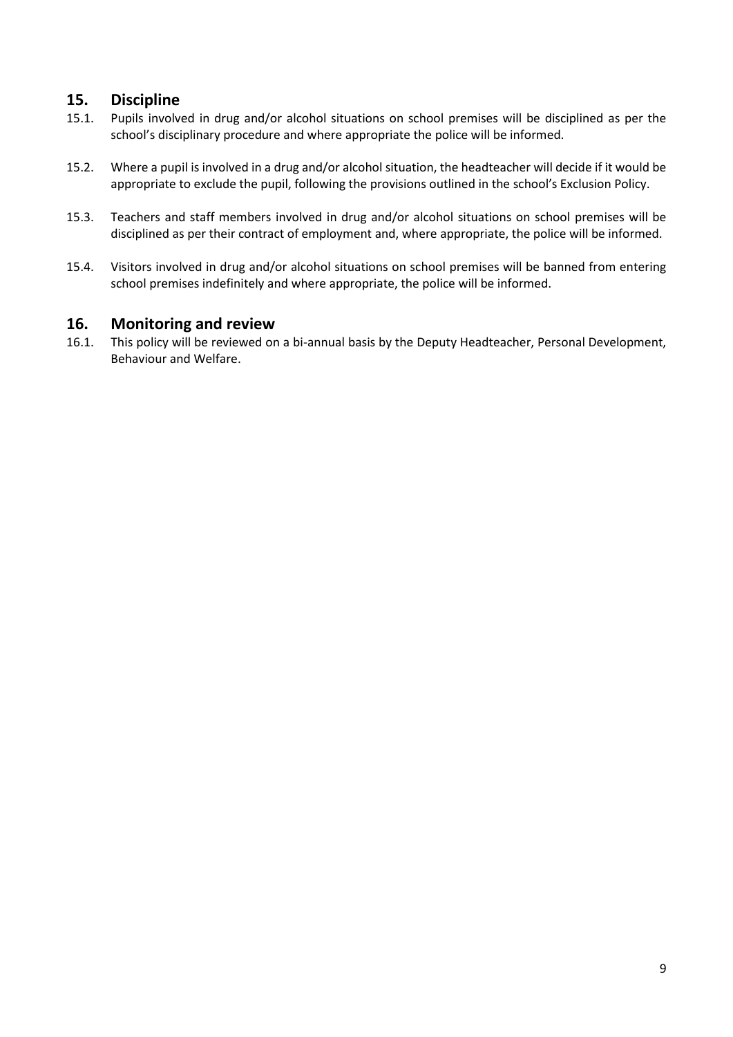## 15. Discipline

15.1. Pupils involved in drug and/or alcohol situations on school premises will be disciplined as per the school's disciplinary procedure and where appropriate the police will be informed.

15.2. Where a pupil is involved in a drug and/or alcohol situation, the headteacher will decide if it would be appropriate to exclude the pupil, following the provisions outlined in the school's Exclusion Policy.

15.3. Teachers and staff members involved in drug and/or alcohol situations on school premises will be disciplined as per their contract of employment and, where appropriate, the police will be informed.

15.4. Visitors involved in drug and/or alcohol situations on school premises will be banned from entering school premises indefinitely and where appropriate, the police will be informed.

## 16. Monitoring and review

16.1. This policy will be reviewed on a bi-annual basis by the Deputy Headteacher, Personal Development, Behaviour and Welfare.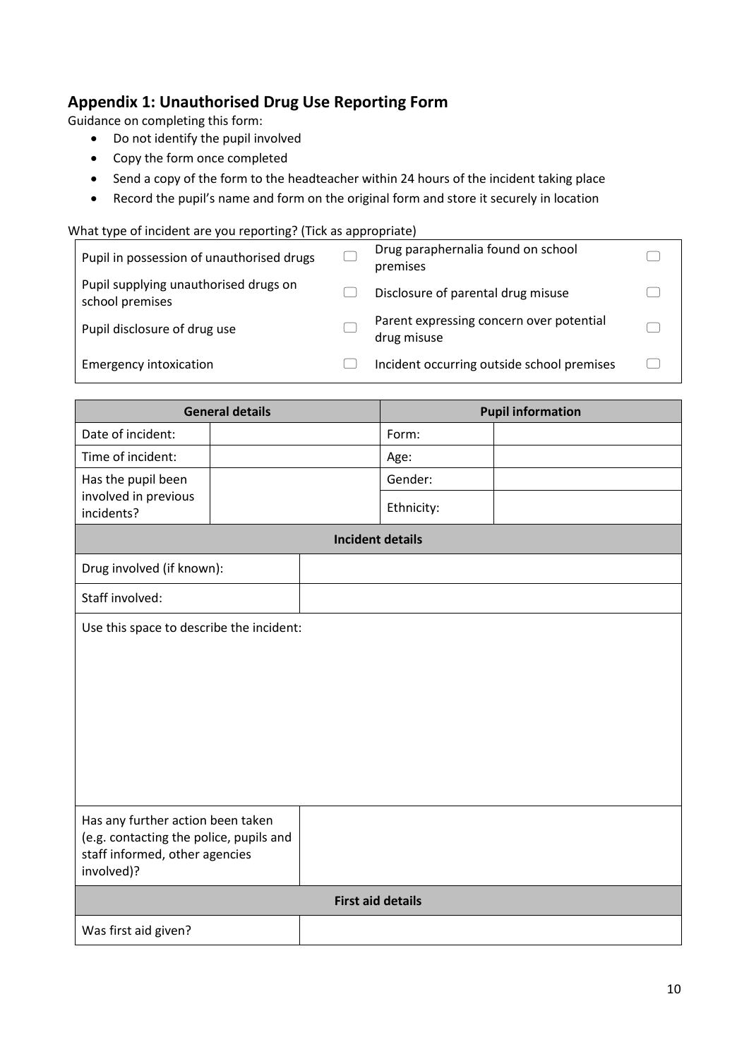## Appendix 1: Unauthorised Drug Use Reporting Form

Guidance on completing this form:

- Do not identify the pupil involved
- Copy the form once completed
- Send a copy of the form to the headteacher within 24 hours of the incident taking place
- Record the pupil's name and form on the original form and store it securely in location

What type of incident are you reporting? (Tick as appropriate)

| | | | |
|---|---|---|---|
| Pupil in possession of unauthorised drugs | ☐ | Drug paraphernalia found on school premises | ☐ |
| Pupil supplying unauthorised drugs on school premises | ☐ | Disclosure of parental drug misuse | ☐ |
| Pupil disclosure of drug use | ☐ | Parent expressing concern over potential drug misuse | ☐ |
| Emergency intoxication | ☐ | Incident occurring outside school premises | ☐ |

| General details | | Pupil information | |
|---|---|---|---|
| Date of incident: | | Form: | |
| Time of incident: | | Age: | |
| Has the pupil been involved in previous incidents? | | Gender: | |
| | | Ethnicity: | |

| Incident details | |
|---|---|
| Drug involved (if known): | |
| Staff involved: | |
| Use this space to describe the incident: | |
| Has any further action been taken (e.g. contacting the police, pupils and staff informed, other agencies involved)? | |

| First aid details | |
|---|---|
| Was first aid given? | |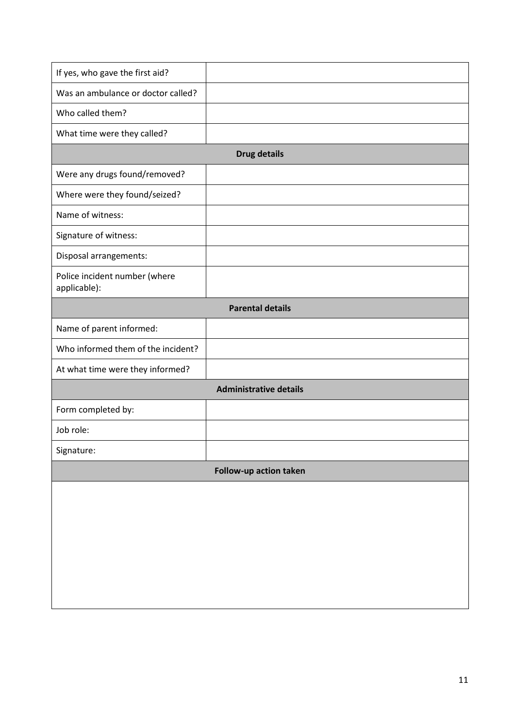| | |
|---|---|
| If yes, who gave the first aid? | |
| Was an ambulance or doctor called? | |
| Who called them? | |
| What time were they called? | |
| **Drug details** | |
| Were any drugs found/removed? | |
| Where were they found/seized? | |
| Name of witness: | |
| Signature of witness: | |
| Disposal arrangements: | |
| Police incident number (where applicable): | |
| **Parental details** | |
| Name of parent informed: | |
| Who informed them of the incident? | |
| At what time were they informed? | |
| **Administrative details** | |
| Form completed by: | |
| Job role: | |
| Signature: | |
| **Follow-up action taken** | |
| | |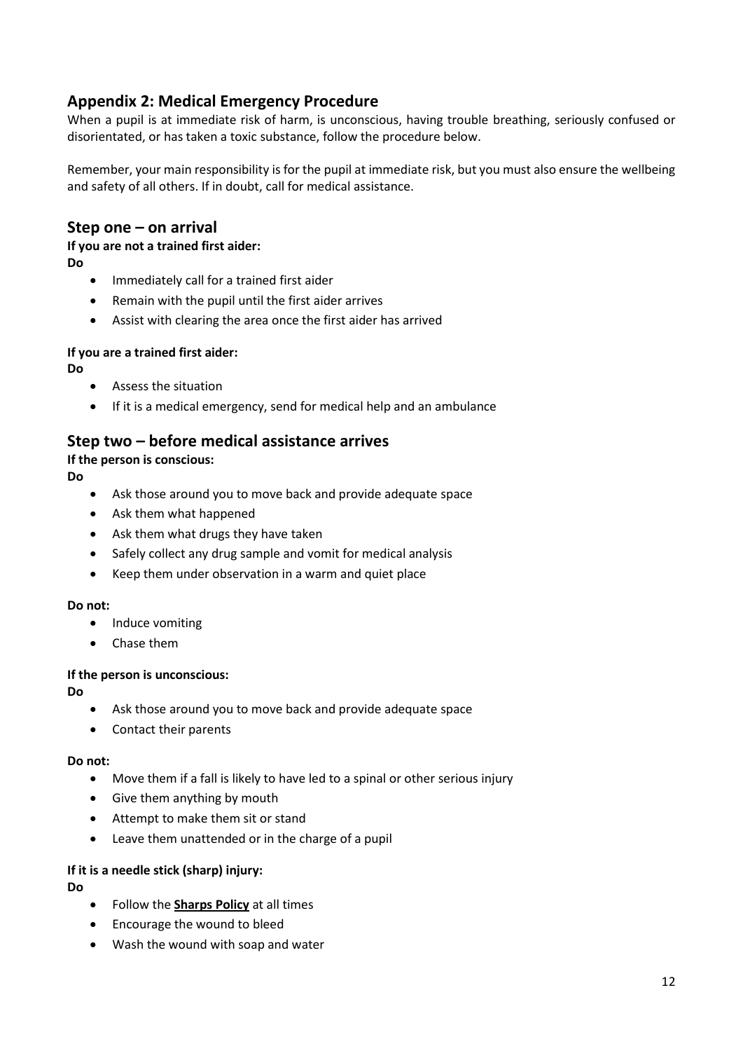## Appendix 2: Medical Emergency Procedure

When a pupil is at immediate risk of harm, is unconscious, having trouble breathing, seriously confused or disorientated, or has taken a toxic substance, follow the procedure below.

Remember, your main responsibility is for the pupil at immediate risk, but you must also ensure the wellbeing and safety of all others. If in doubt, call for medical assistance.

## Step one – on arrival

**If you are not a trained first aider:**

**Do**

- Immediately call for a trained first aider
- Remain with the pupil until the first aider arrives
- Assist with clearing the area once the first aider has arrived

**If you are a trained first aider:**

**Do**

- Assess the situation
- If it is a medical emergency, send for medical help and an ambulance

## Step two – before medical assistance arrives

**If the person is conscious:**

**Do**

- Ask those around you to move back and provide adequate space
- Ask them what happened
- Ask them what drugs they have taken
- Safely collect any drug sample and vomit for medical analysis
- Keep them under observation in a warm and quiet place

**Do not:**

- Induce vomiting
- Chase them

**If the person is unconscious:**

**Do**

- Ask those around you to move back and provide adequate space
- Contact their parents

**Do not:**

- Move them if a fall is likely to have led to a spinal or other serious injury
- Give them anything by mouth
- Attempt to make them sit or stand
- Leave them unattended or in the charge of a pupil

**If it is a needle stick (sharp) injury:**

**Do**

- Follow the **Sharps Policy** at all times
- Encourage the wound to bleed
- Wash the wound with soap and water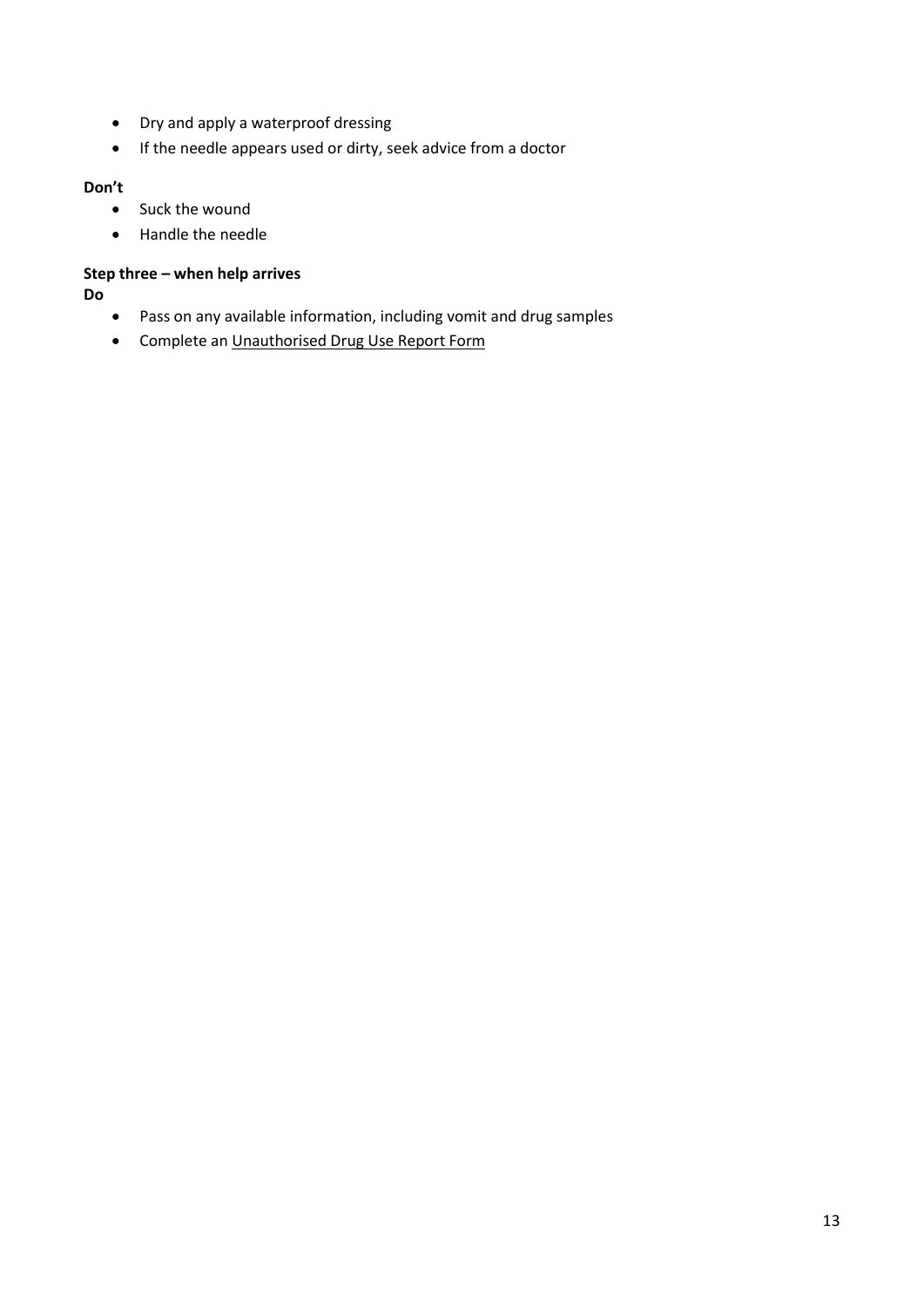- Dry and apply a waterproof dressing
- If the needle appears used or dirty, seek advice from a doctor

**Don't**

- Suck the wound
- Handle the needle

**Step three – when help arrives**

**Do**

- Pass on any available information, including vomit and drug samples
- Complete an Unauthorised Drug Use Report Form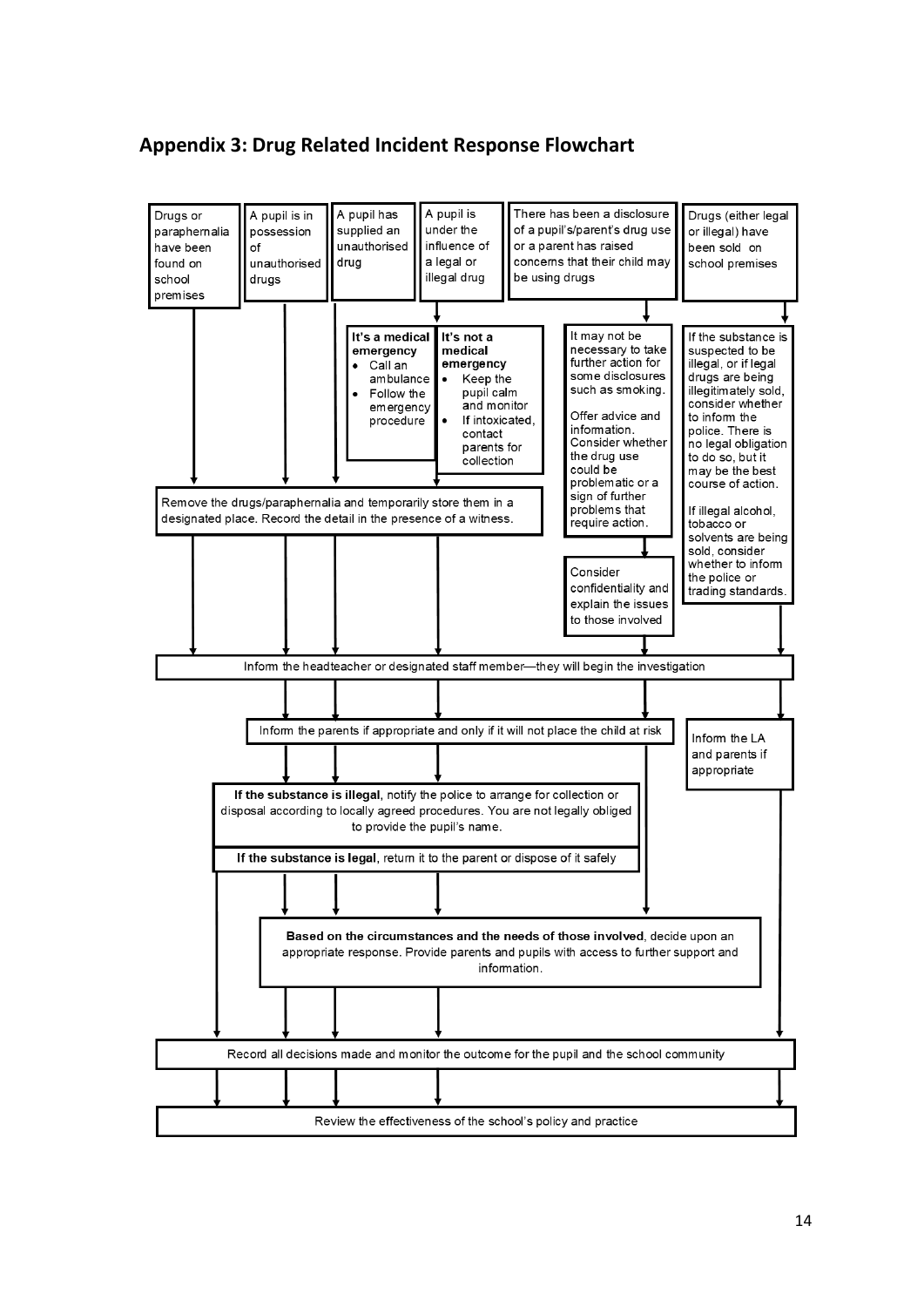## Appendix 3: Drug Related Incident Response Flowchart

**Starting situations:**

- Drugs or paraphernalia have been found on school premises
- A pupil is in possession of unauthorised drugs
- A pupil has supplied an unauthorised drug
- A pupil is under the influence of a legal or illegal drug
- There has been a disclosure of a pupil's/parent's drug use or a parent has raised concerns that their child may be using drugs
- Drugs (either legal or illegal) have been sold on school premises

**A pupil is under the influence of a legal or illegal drug:**

**It's a medical emergency**
- Call an ambulance
- Follow the emergency procedure

**It's not a medical emergency**
- Keep the pupil calm and monitor
- If intoxicated, contact parents for collection

**There has been a disclosure of a pupil's/parent's drug use or a parent has raised concerns that their child may be using drugs:**

It may not be necessary to take further action for some disclosures such as smoking.

Offer advice and information. Consider whether the drug use could be problematic or a sign of further problems that require action.

Consider confidentiality and explain the issues to those involved

**Drugs (either legal or illegal) have been sold on school premises:**

If the substance is suspected to be illegal, or if legal drugs are being illegitimately sold, consider whether to inform the police. There is no legal obligation to do so, but it may be the best course of action.

If illegal alcohol, tobacco or solvents are being sold, consider whether to inform the police or trading standards.

Inform the LA and parents if appropriate

**Response steps:**

Remove the drugs/paraphernalia and temporarily store them in a designated place. Record the detail in the presence of a witness.

Inform the headteacher or designated staff member—they will begin the investigation

Inform the parents if appropriate and only if it will not place the child at risk

**If the substance is illegal**, notify the police to arrange for collection or disposal according to locally agreed procedures. You are not legally obliged to provide the pupil's name.

**If the substance is legal**, return it to the parent or dispose of it safely

**Based on the circumstances and the needs of those involved**, decide upon an appropriate response. Provide parents and pupils with access to further support and information.

Record all decisions made and monitor the outcome for the pupil and the school community

Review the effectiveness of the school's policy and practice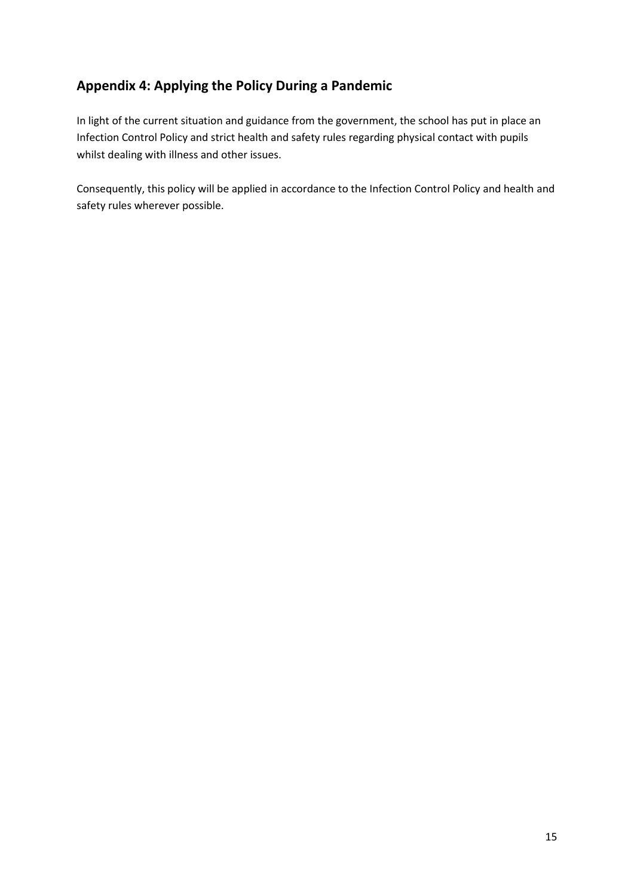## Appendix 4: Applying the Policy During a Pandemic

In light of the current situation and guidance from the government, the school has put in place an Infection Control Policy and strict health and safety rules regarding physical contact with pupils whilst dealing with illness and other issues.

Consequently, this policy will be applied in accordance to the Infection Control Policy and health and safety rules wherever possible.